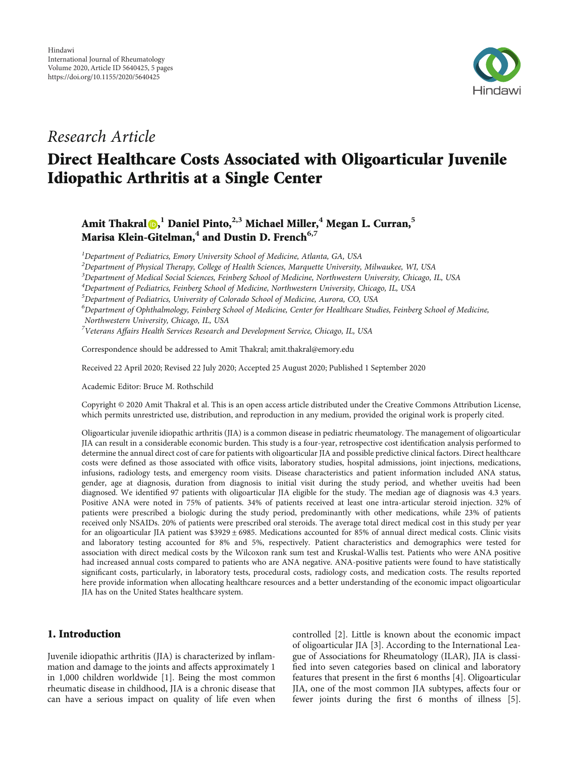*Research Article*

# Direct Healthcare Costs Associated with Oligoarticular Juvenile Idiopathic Arthritis at a Single Center

**Amit Thakral,[1] Daniel Pinto,[2,3] Michael Miller,[4] Megan L. Curran,[5] Marisa Klein-Gitelman,[4] and Dustin D. French[6,7]**

[1]Department of Pediatrics, Emory University School of Medicine, Atlanta, GA, USA
[2]Department of Physical Therapy, College of Health Sciences, Marquette University, Milwaukee, WI, USA
[3]Department of Medical Social Sciences, Feinberg School of Medicine, Northwestern University, Chicago, IL, USA
[4]Department of Pediatrics, Feinberg School of Medicine, Northwestern University, Chicago, IL, USA
[5]Department of Pediatrics, University of Colorado School of Medicine, Aurora, CO, USA
[6]Department of Ophthalmology, Feinberg School of Medicine, Center for Healthcare Studies, Feinberg School of Medicine, Northwestern University, Chicago, IL, USA
[7]Veterans Affairs Health Services Research and Development Service, Chicago, IL, USA

Correspondence should be addressed to Amit Thakral; amit.thakral@emory.edu

Received 22 April 2020; Revised 22 July 2020; Accepted 25 August 2020; Published 1 September 2020

Academic Editor: Bruce M. Rothschild

Copyright © 2020 Amit Thakral et al. This is an open access article distributed under the Creative Commons Attribution License, which permits unrestricted use, distribution, and reproduction in any medium, provided the original work is properly cited.

Oligoarticular juvenile idiopathic arthritis (JIA) is a common disease in pediatric rheumatology. The management of oligoarticular JIA can result in a considerable economic burden. This study is a four-year, retrospective cost identification analysis performed to determine the annual direct cost of care for patients with oligoarticular JIA and possible predictive clinical factors. Direct healthcare costs were defined as those associated with office visits, laboratory studies, hospital admissions, joint injections, medications, infusions, radiology tests, and emergency room visits. Disease characteristics and patient information included ANA status, gender, age at diagnosis, duration from diagnosis to initial visit during the study period, and whether uveitis had been diagnosed. We identified 97 patients with oligoarticular JIA eligible for the study. The median age of diagnosis was 4.3 years. Positive ANA were noted in 75% of patients. 34% of patients received at least one intra-articular steroid injection. 32% of patients were prescribed a biologic during the study period, predominantly with other medications, while 23% of patients received only NSAIDs. 20% of patients were prescribed oral steroids. The average total direct medical cost in this study per year for an oligoarticular JIA patient was $\$3929 \pm 6985$. Medications accounted for 85% of annual direct medical costs. Clinic visits and laboratory testing accounted for 8% and 5%, respectively. Patient characteristics and demographics were tested for association with direct medical costs by the Wilcoxon rank sum test and Kruskal-Wallis test. Patients who were ANA positive had increased annual costs compared to patients who are ANA negative. ANA-positive patients were found to have statistically significant costs, particularly, in laboratory tests, procedural costs, radiology costs, and medication costs. The results reported here provide information when allocating healthcare resources and a better understanding of the economic impact oligoarticular JIA has on the United States healthcare system.

## 1. Introduction

Juvenile idiopathic arthritis (JIA) is characterized by inflammation and damage to the joints and affects approximately 1 in 1,000 children worldwide [1]. Being the most common rheumatic disease in childhood, JIA is a chronic disease that can have a serious impact on quality of life even when controlled [2]. Little is known about the economic impact of oligoarticular JIA [3]. According to the International League of Associations for Rheumatology (ILAR), JIA is classified into seven categories based on clinical and laboratory features that present in the first 6 months [4]. Oligoarticular JIA, one of the most common JIA subtypes, affects four or fewer joints during the first 6 months of illness [5].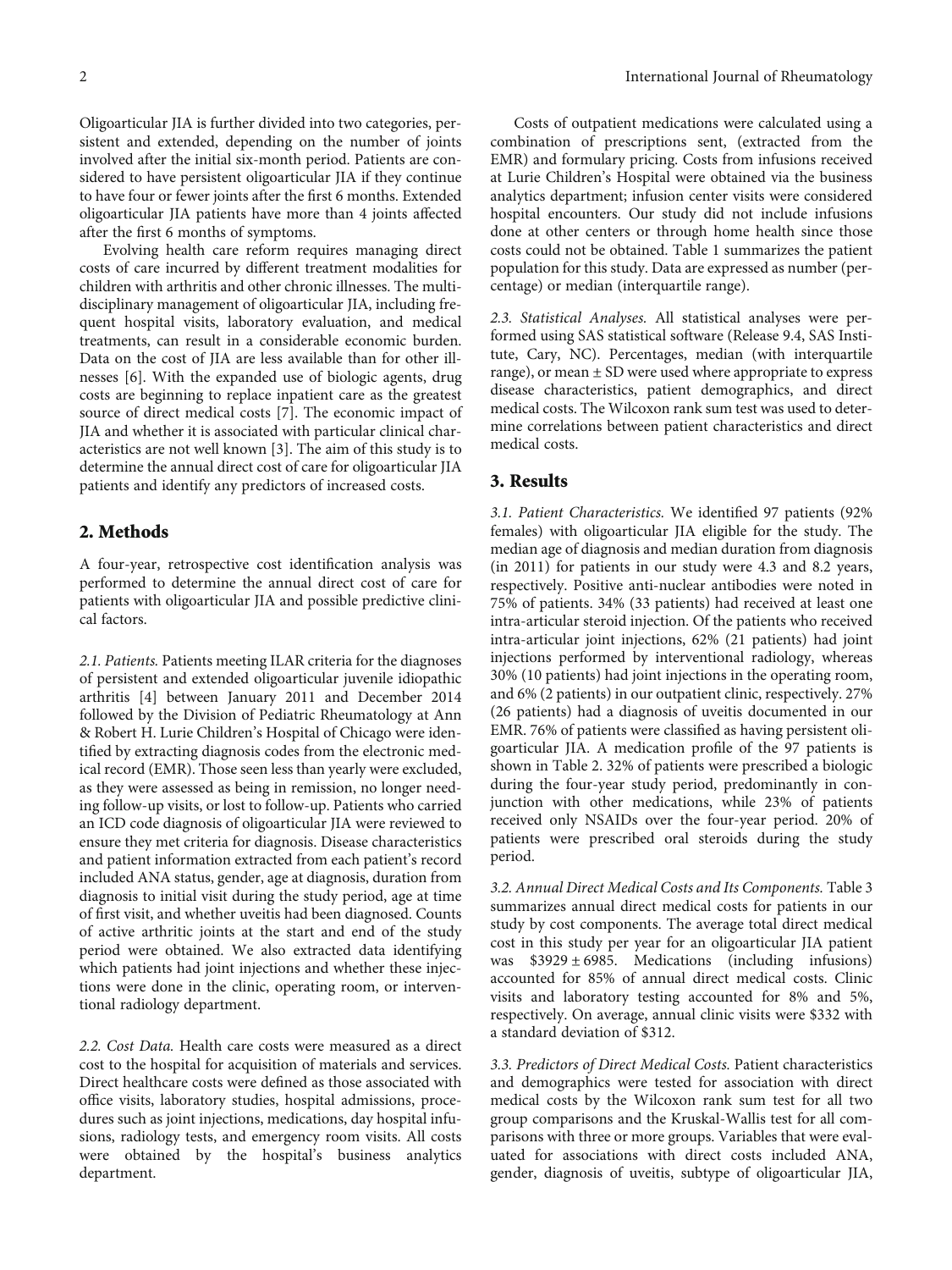Oligoarticular JIA is further divided into two categories, persistent and extended, depending on the number of joints involved after the initial six-month period. Patients are considered to have persistent oligoarticular JIA if they continue to have four or fewer joints after the first 6 months. Extended oligoarticular JIA patients have more than 4 joints affected after the first 6 months of symptoms.

Evolving health care reform requires managing direct costs of care incurred by different treatment modalities for children with arthritis and other chronic illnesses. The multidisciplinary management of oligoarticular JIA, including frequent hospital visits, laboratory evaluation, and medical treatments, can result in a considerable economic burden. Data on the cost of JIA are less available than for other illnesses [6]. With the expanded use of biologic agents, drug costs are beginning to replace inpatient care as the greatest source of direct medical costs [7]. The economic impact of JIA and whether it is associated with particular clinical characteristics are not well known [3]. The aim of this study is to determine the annual direct cost of care for oligoarticular JIA patients and identify any predictors of increased costs.

## 2. Methods

A four-year, retrospective cost identification analysis was performed to determine the annual direct cost of care for patients with oligoarticular JIA and possible predictive clinical factors.

*2.1. Patients.* Patients meeting ILAR criteria for the diagnoses of persistent and extended oligoarticular juvenile idiopathic arthritis [4] between January 2011 and December 2014 followed by the Division of Pediatric Rheumatology at Ann & Robert H. Lurie Children's Hospital of Chicago were identified by extracting diagnosis codes from the electronic medical record (EMR). Those seen less than yearly were excluded, as they were assessed as being in remission, no longer needing follow-up visits, or lost to follow-up. Patients who carried an ICD code diagnosis of oligoarticular JIA were reviewed to ensure they met criteria for diagnosis. Disease characteristics and patient information extracted from each patient's record included ANA status, gender, age at diagnosis, duration from diagnosis to initial visit during the study period, age at time of first visit, and whether uveitis had been diagnosed. Counts of active arthritic joints at the start and end of the study period were obtained. We also extracted data identifying which patients had joint injections and whether these injections were done in the clinic, operating room, or interventional radiology department.

*2.2. Cost Data.* Health care costs were measured as a direct cost to the hospital for acquisition of materials and services. Direct healthcare costs were defined as those associated with office visits, laboratory studies, hospital admissions, procedures such as joint injections, medications, day hospital infusions, radiology tests, and emergency room visits. All costs were obtained by the hospital's business analytics department.

Costs of outpatient medications were calculated using a combination of prescriptions sent, (extracted from the EMR) and formulary pricing. Costs from infusions received at Lurie Children's Hospital were obtained via the business analytics department; infusion center visits were considered hospital encounters. Our study did not include infusions done at other centers or through home health since those costs could not be obtained. Table 1 summarizes the patient population for this study. Data are expressed as number (percentage) or median (interquartile range).

*2.3. Statistical Analyses.* All statistical analyses were performed using SAS statistical software (Release 9.4, SAS Institute, Cary, NC). Percentages, median (with interquartile range), or mean ± SD were used where appropriate to express disease characteristics, patient demographics, and direct medical costs. The Wilcoxon rank sum test was used to determine correlations between patient characteristics and direct medical costs.

## 3. Results

*3.1. Patient Characteristics.* We identified 97 patients (92% females) with oligoarticular JIA eligible for the study. The median age of diagnosis and median duration from diagnosis (in 2011) for patients in our study were 4.3 and 8.2 years, respectively. Positive anti-nuclear antibodies were noted in 75% of patients. 34% (33 patients) had received at least one intra-articular steroid injection. Of the patients who received intra-articular joint injections, 62% (21 patients) had joint injections performed by interventional radiology, whereas 30% (10 patients) had joint injections in the operating room, and 6% (2 patients) in our outpatient clinic, respectively. 27% (26 patients) had a diagnosis of uveitis documented in our EMR. 76% of patients were classified as having persistent oligoarticular JIA. A medication profile of the 97 patients is shown in Table 2. 32% of patients were prescribed a biologic during the four-year study period, predominantly in conjunction with other medications, while 23% of patients received only NSAIDs over the four-year period. 20% of patients were prescribed oral steroids during the study period.

*3.2. Annual Direct Medical Costs and Its Components.* Table 3 summarizes annual direct medical costs for patients in our study by cost components. The average total direct medical cost in this study per year for an oligoarticular JIA patient was $3929 ± 6985. Medications (including infusions) accounted for 85% of annual direct medical costs. Clinic visits and laboratory testing accounted for 8% and 5%, respectively. On average, annual clinic visits were $332 with a standard deviation of $312.

*3.3. Predictors of Direct Medical Costs.* Patient characteristics and demographics were tested for association with direct medical costs by the Wilcoxon rank sum test for all two group comparisons and the Kruskal-Wallis test for all comparisons with three or more groups. Variables that were evaluated for associations with direct costs included ANA, gender, diagnosis of uveitis, subtype of oligoarticular JIA,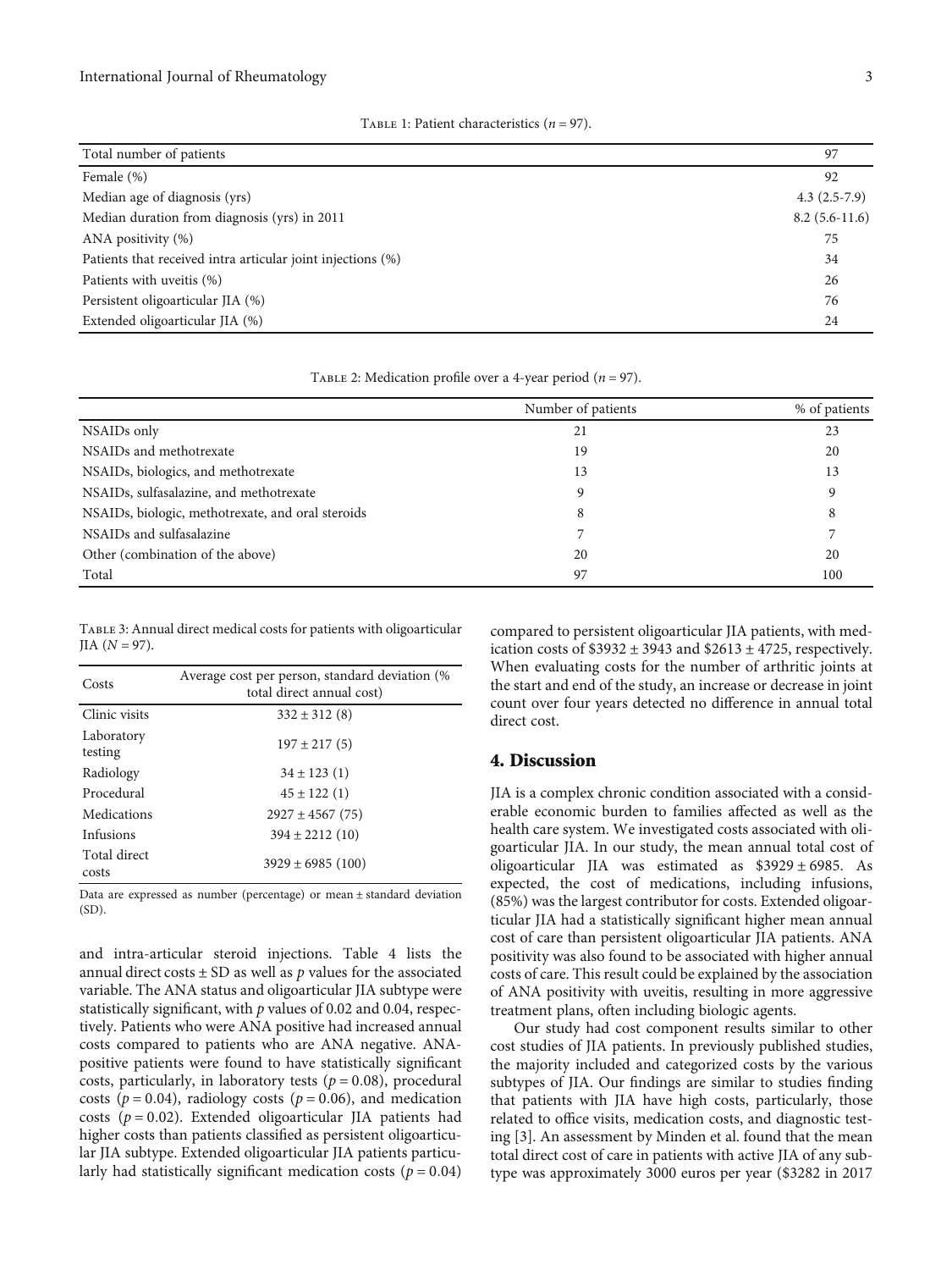Table 1: Patient characteristics ($n = 97$).

| Total number of patients | 97 |
|---|---|
| Female (%) | 92 |
| Median age of diagnosis (yrs) | 4.3 (2.5-7.9) |
| Median duration from diagnosis (yrs) in 2011 | 8.2 (5.6-11.6) |
| ANA positivity (%) | 75 |
| Patients that received intra articular joint injections (%) | 34 |
| Patients with uveitis (%) | 26 |
| Persistent oligoarticular JIA (%) | 76 |
| Extended oligoarticular JIA (%) | 24 |

Table 2: Medication profile over a 4-year period ($n = 97$).

| | Number of patients | % of patients |
|---|---|---|
| NSAIDs only | 21 | 23 |
| NSAIDs and methotrexate | 19 | 20 |
| NSAIDs, biologics, and methotrexate | 13 | 13 |
| NSAIDs, sulfasalazine, and methotrexate | 9 | 9 |
| NSAIDs, biologic, methotrexate, and oral steroids | 8 | 8 |
| NSAIDs and sulfasalazine | 7 | 7 |
| Other (combination of the above) | 20 | 20 |
| Total | 97 | 100 |

Table 3: Annual direct medical costs for patients with oligoarticular JIA ($N = 97$).

| Costs | Average cost per person, standard deviation (% total direct annual cost) |
|---|---|
| Clinic visits | 332 ± 312 (8) |
| Laboratory testing | 197 ± 217 (5) |
| Radiology | 34 ± 123 (1) |
| Procedural | 45 ± 122 (1) |
| Medications | 2927 ± 4567 (75) |
| Infusions | 394 ± 2212 (10) |
| Total direct costs | 3929 ± 6985 (100) |

Data are expressed as number (percentage) or mean ± standard deviation (SD).

and intra-articular steroid injections. Table 4 lists the annual direct costs ± SD as well as $p$ values for the associated variable. The ANA status and oligoarticular JIA subtype were statistically significant, with $p$ values of 0.02 and 0.04, respectively. Patients who were ANA positive had increased annual costs compared to patients who are ANA negative. ANA-positive patients were found to have statistically significant costs, particularly, in laboratory tests ($p = 0.08$), procedural costs ($p = 0.04$), radiology costs ($p = 0.06$), and medication costs ($p = 0.02$). Extended oligoarticular JIA patients had higher costs than patients classified as persistent oligoarticular JIA subtype. Extended oligoarticular JIA patients particularly had statistically significant medication costs ($p = 0.04$) compared to persistent oligoarticular JIA patients, with medication costs of $3932 ± 3943 and $2613 ± 4725, respectively. When evaluating costs for the number of arthritic joints at the start and end of the study, an increase or decrease in joint count over four years detected no difference in annual total direct cost.

## 4. Discussion

JIA is a complex chronic condition associated with a considerable economic burden to families affected as well as the health care system. We investigated costs associated with oligoarticular JIA. In our study, the mean annual total cost of oligoarticular JIA was estimated as $3929 ± 6985. As expected, the cost of medications, including infusions, (85%) was the largest contributor for costs. Extended oligoarticular JIA had a statistically significant higher mean annual cost of care than persistent oligoarticular JIA patients. ANA positivity was also found to be associated with higher annual costs of care. This result could be explained by the association of ANA positivity with uveitis, resulting in more aggressive treatment plans, often including biologic agents.

Our study had cost component results similar to other cost studies of JIA patients. In previously published studies, the majority included and categorized costs by the various subtypes of JIA. Our findings are similar to studies finding that patients with JIA have high costs, particularly, those related to office visits, medication costs, and diagnostic testing [3]. An assessment by Minden et al. found that the mean total direct cost of care in patients with active JIA of any subtype was approximately 3000 euros per year ($3282 in 2017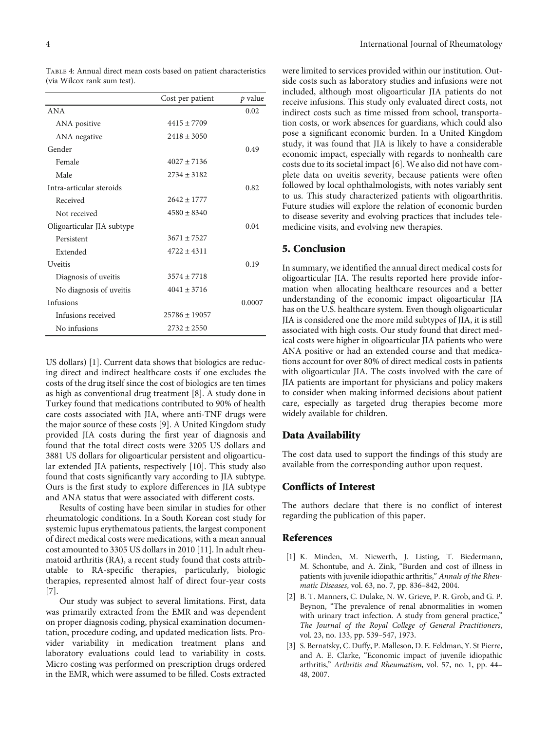Table 4: Annual direct mean costs based on patient characteristics (via Wilcox rank sum test).

| | Cost per patient | *p* value |
|---|---|---|
| ANA | | 0.02 |
| ANA positive | 4415 ± 7709 | |
| ANA negative | 2418 ± 3050 | |
| Gender | | 0.49 |
| Female | 4027 ± 7136 | |
| Male | 2734 ± 3182 | |
| Intra-articular steroids | | 0.82 |
| Received | 2642 ± 1777 | |
| Not received | 4580 ± 8340 | |
| Oligoarticular JIA subtype | | 0.04 |
| Persistent | 3671 ± 7527 | |
| Extended | 4722 ± 4311 | |
| Uveitis | | 0.19 |
| Diagnosis of uveitis | 3574 ± 7718 | |
| No diagnosis of uveitis | 4041 ± 3716 | |
| Infusions | | 0.0007 |
| Infusions received | 25786 ± 19057 | |
| No infusions | 2732 ± 2550 | |

US dollars) [1]. Current data shows that biologics are reducing direct and indirect healthcare costs if one excludes the costs of the drug itself since the cost of biologics are ten times as high as conventional drug treatment [8]. A study done in Turkey found that medications contributed to 90% of health care costs associated with JIA, where anti-TNF drugs were the major source of these costs [9]. A United Kingdom study provided JIA costs during the first year of diagnosis and found that the total direct costs were 3205 US dollars and 3881 US dollars for oligoarticular persistent and oligoarticular extended JIA patients, respectively [10]. This study also found that costs significantly vary according to JIA subtype. Ours is the first study to explore differences in JIA subtype and ANA status that were associated with different costs.

Results of costing have been similar in studies for other rheumatologic conditions. In a South Korean cost study for systemic lupus erythematous patients, the largest component of direct medical costs were medications, with a mean annual cost amounted to 3305 US dollars in 2010 [11]. In adult rheumatoid arthritis (RA), a recent study found that costs attributable to RA-specific therapies, particularly, biologic therapies, represented almost half of direct four-year costs [7].

Our study was subject to several limitations. First, data was primarily extracted from the EMR and was dependent on proper diagnosis coding, physical examination documentation, procedure coding, and updated medication lists. Provider variability in medication treatment plans and laboratory evaluations could lead to variability in costs. Micro costing was performed on prescription drugs ordered in the EMR, which were assumed to be filled. Costs extracted were limited to services provided within our institution. Outside costs such as laboratory studies and infusions were not included, although most oligoarticular JIA patients do not receive infusions. This study only evaluated direct costs, not indirect costs such as time missed from school, transportation costs, or work absences for guardians, which could also pose a significant economic burden. In a United Kingdom study, it was found that JIA is likely to have a considerable economic impact, especially with regards to nonhealth care costs due to its societal impact [6]. We also did not have complete data on uveitis severity, because patients were often followed by local ophthalmologists, with notes variably sent to us. This study characterized patients with oligoarthritis. Future studies will explore the relation of economic burden to disease severity and evolving practices that includes telemedicine visits, and evolving new therapies.

## 5. Conclusion

In summary, we identified the annual direct medical costs for oligoarticular JIA. The results reported here provide information when allocating healthcare resources and a better understanding of the economic impact oligoarticular JIA has on the U.S. healthcare system. Even though oligoarticular JIA is considered one the more mild subtypes of JIA, it is still associated with high costs. Our study found that direct medical costs were higher in oligoarticular JIA patients who were ANA positive or had an extended course and that medications account for over 80% of direct medical costs in patients with oligoarticular JIA. The costs involved with the care of JIA patients are important for physicians and policy makers to consider when making informed decisions about patient care, especially as targeted drug therapies become more widely available for children.

## Data Availability

The cost data used to support the findings of this study are available from the corresponding author upon request.

## Conflicts of Interest

The authors declare that there is no conflict of interest regarding the publication of this paper.

## References

[1] K. Minden, M. Niewerth, J. Listing, T. Biedermann, M. Schontube, and A. Zink, "Burden and cost of illness in patients with juvenile idiopathic arthritis," *Annals of the Rheumatic Diseases*, vol. 63, no. 7, pp. 836–842, 2004.

[2] B. T. Manners, C. Dulake, N. W. Grieve, P. R. Grob, and G. P. Beynon, "The prevalence of renal abnormalities in women with urinary tract infection. A study from general practice," *The Journal of the Royal College of General Practitioners*, vol. 23, no. 133, pp. 539–547, 1973.

[3] S. Bernatsky, C. Duffy, P. Malleson, D. E. Feldman, Y. St Pierre, and A. E. Clarke, "Economic impact of juvenile idiopathic arthritis," *Arthritis and Rheumatism*, vol. 57, no. 1, pp. 44–48, 2007.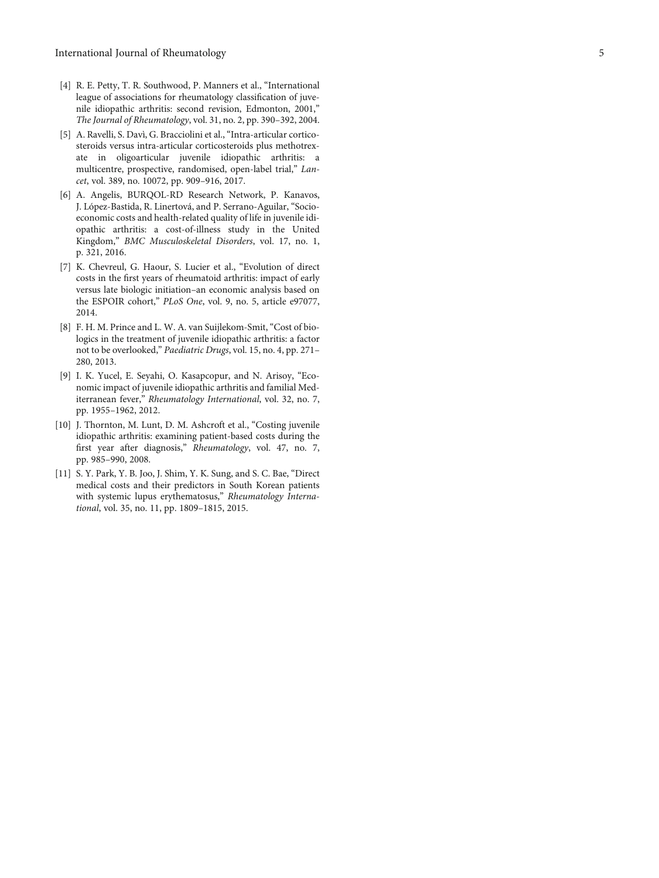[4] R. E. Petty, T. R. Southwood, P. Manners et al., "International league of associations for rheumatology classification of juvenile idiopathic arthritis: second revision, Edmonton, 2001," *The Journal of Rheumatology*, vol. 31, no. 2, pp. 390–392, 2004.

[5] A. Ravelli, S. Davì, G. Bracciolini et al., "Intra-articular corticosteroids versus intra-articular corticosteroids plus methotrexate in oligoarticular juvenile idiopathic arthritis: a multicentre, prospective, randomised, open-label trial," *Lancet*, vol. 389, no. 10072, pp. 909–916, 2017.

[6] A. Angelis, BURQOL-RD Research Network, P. Kanavos, J. López-Bastida, R. Linertová, and P. Serrano-Aguilar, "Socio-economic costs and health-related quality of life in juvenile idiopathic arthritis: a cost-of-illness study in the United Kingdom," *BMC Musculoskeletal Disorders*, vol. 17, no. 1, p. 321, 2016.

[7] K. Chevreul, G. Haour, S. Lucier et al., "Evolution of direct costs in the first years of rheumatoid arthritis: impact of early versus late biologic initiation–an economic analysis based on the ESPOIR cohort," *PLoS One*, vol. 9, no. 5, article e97077, 2014.

[8] F. H. M. Prince and L. W. A. van Suijlekom-Smit, "Cost of biologics in the treatment of juvenile idiopathic arthritis: a factor not to be overlooked," *Paediatric Drugs*, vol. 15, no. 4, pp. 271–280, 2013.

[9] I. K. Yucel, E. Seyahi, O. Kasapcopur, and N. Arisoy, "Economic impact of juvenile idiopathic arthritis and familial Mediterranean fever," *Rheumatology International*, vol. 32, no. 7, pp. 1955–1962, 2012.

[10] J. Thornton, M. Lunt, D. M. Ashcroft et al., "Costing juvenile idiopathic arthritis: examining patient-based costs during the first year after diagnosis," *Rheumatology*, vol. 47, no. 7, pp. 985–990, 2008.

[11] S. Y. Park, Y. B. Joo, J. Shim, Y. K. Sung, and S. C. Bae, "Direct medical costs and their predictors in South Korean patients with systemic lupus erythematosus," *Rheumatology International*, vol. 35, no. 11, pp. 1809–1815, 2015.